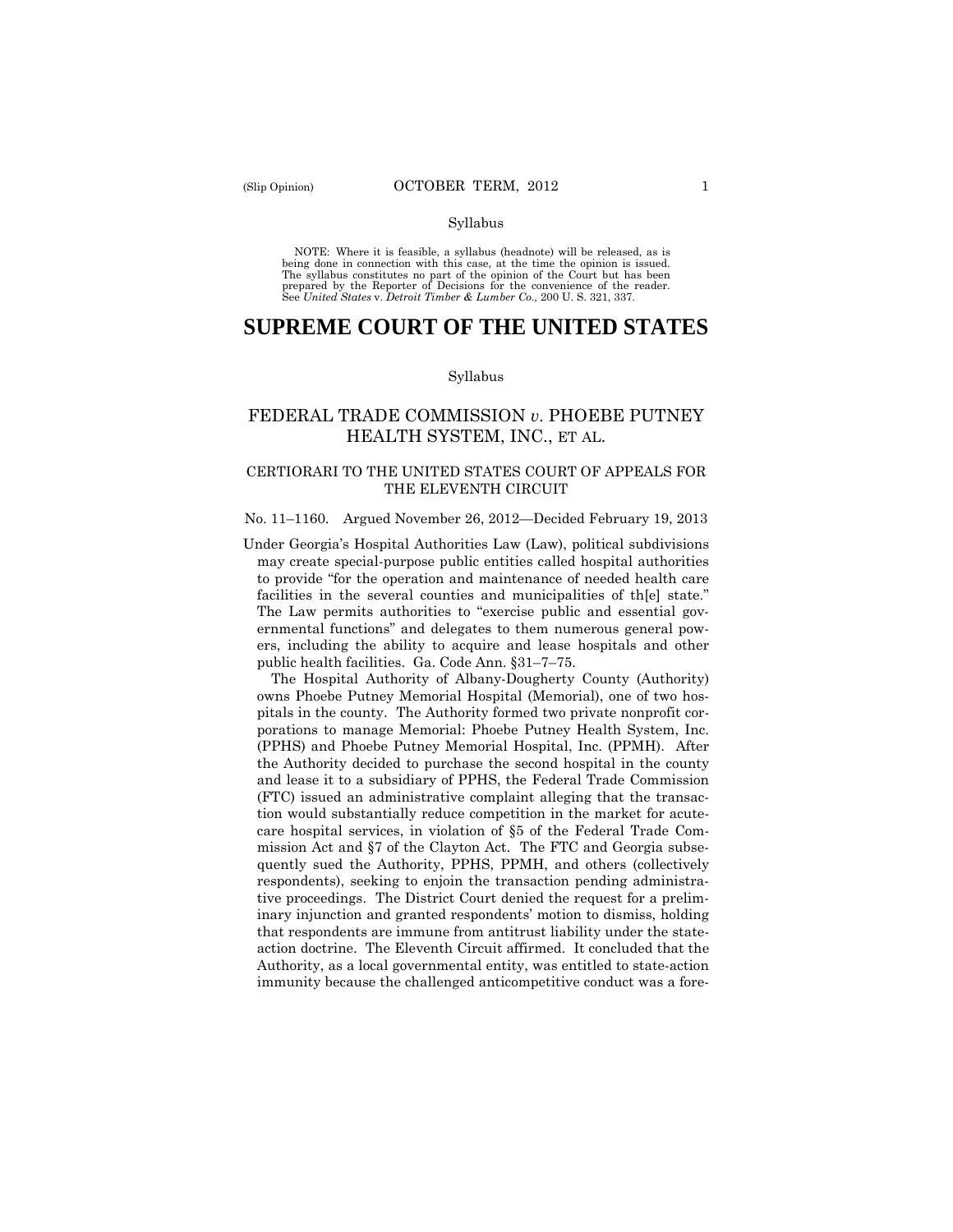Syllabus

NOTE: Where it is feasible, a syllabus (headnote) will be released, as is being done in connection with this case, at the time the opinion is issued. The syllabus constitutes no part of the opinion of the Court but has been prepared by the Reporter of Decisions for the convenience of the reader. See *United States* v. *Detroit Timber & Lumber Co.,* 200 U. S. 321, 337.

# SUPREME COURT OF THE UNITED STATES

Syllabus

## FEDERAL TRADE COMMISSION *v.* PHOEBE PUTNEY HEALTH SYSTEM, INC., ET AL.

### CERTIORARI TO THE UNITED STATES COURT OF APPEALS FOR THE ELEVENTH CIRCUIT

No. 11–1160. Argued November 26, 2012—Decided February 19, 2013

Under Georgia's Hospital Authorities Law (Law), political subdivisions may create special-purpose public entities called hospital authorities to provide "for the operation and maintenance of needed health care facilities in the several counties and municipalities of th[e] state." The Law permits authorities to "exercise public and essential governmental functions" and delegates to them numerous general powers, including the ability to acquire and lease hospitals and other public health facilities. Ga. Code Ann. §31–7–75.

The Hospital Authority of Albany-Dougherty County (Authority) owns Phoebe Putney Memorial Hospital (Memorial), one of two hospitals in the county. The Authority formed two private nonprofit corporations to manage Memorial: Phoebe Putney Health System, Inc. (PPHS) and Phoebe Putney Memorial Hospital, Inc. (PPMH). After the Authority decided to purchase the second hospital in the county and lease it to a subsidiary of PPHS, the Federal Trade Commission (FTC) issued an administrative complaint alleging that the transaction would substantially reduce competition in the market for acute-care hospital services, in violation of §5 of the Federal Trade Commission Act and §7 of the Clayton Act. The FTC and Georgia subsequently sued the Authority, PPHS, PPMH, and others (collectively respondents), seeking to enjoin the transaction pending administrative proceedings. The District Court denied the request for a preliminary injunction and granted respondents' motion to dismiss, holding that respondents are immune from antitrust liability under the state-action doctrine. The Eleventh Circuit affirmed. It concluded that the Authority, as a local governmental entity, was entitled to state-action immunity because the challenged anticompetitive conduct was a fore-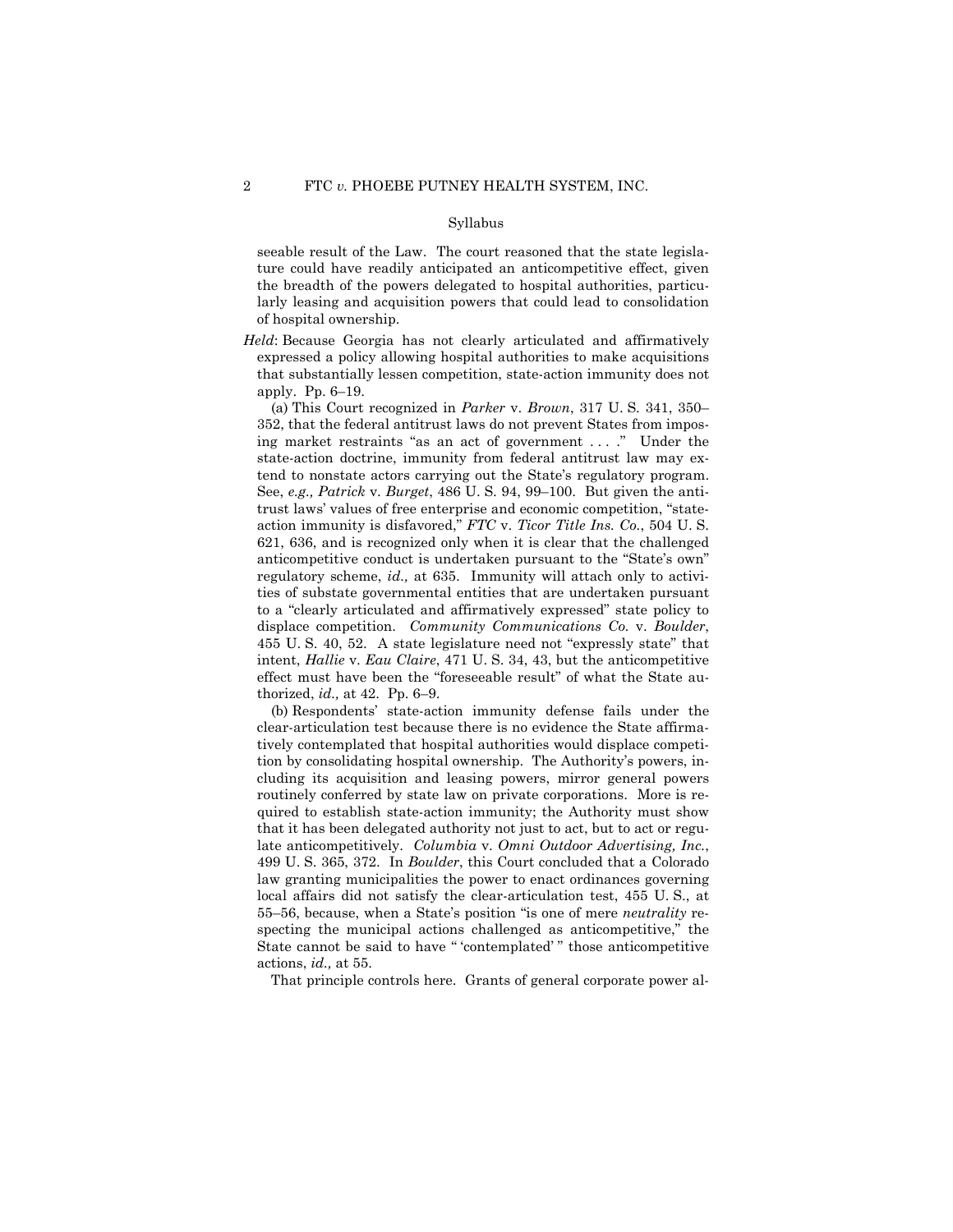seeable result of the Law. The court reasoned that the state legislature could have readily anticipated an anticompetitive effect, given the breadth of the powers delegated to hospital authorities, particularly leasing and acquisition powers that could lead to consolidation of hospital ownership.

*Held*: Because Georgia has not clearly articulated and affirmatively expressed a policy allowing hospital authorities to make acquisitions that substantially lessen competition, state-action immunity does not apply. Pp. 6–19.

(a) This Court recognized in *Parker* v. *Brown*, 317 U. S. 341, 350–352, that the federal antitrust laws do not prevent States from imposing market restraints "as an act of government . . . ." Under the state-action doctrine, immunity from federal antitrust law may extend to nonstate actors carrying out the State's regulatory program. See, *e.g., Patrick* v. *Burget*, 486 U. S. 94, 99–100. But given the antitrust laws' values of free enterprise and economic competition, "state-action immunity is disfavored," *FTC* v. *Ticor Title Ins. Co.*, 504 U. S. 621, 636, and is recognized only when it is clear that the challenged anticompetitive conduct is undertaken pursuant to the "State's own" regulatory scheme, *id.,* at 635. Immunity will attach only to activities of substate governmental entities that are undertaken pursuant to a "clearly articulated and affirmatively expressed" state policy to displace competition. *Community Communications Co.* v. *Boulder*, 455 U. S. 40, 52. A state legislature need not "expressly state" that intent, *Hallie* v. *Eau Claire*, 471 U. S. 34, 43, but the anticompetitive effect must have been the "foreseeable result" of what the State authorized, *id.,* at 42. Pp. 6–9.

(b) Respondents' state-action immunity defense fails under the clear-articulation test because there is no evidence the State affirmatively contemplated that hospital authorities would displace competition by consolidating hospital ownership. The Authority's powers, including its acquisition and leasing powers, mirror general powers routinely conferred by state law on private corporations. More is required to establish state-action immunity; the Authority must show that it has been delegated authority not just to act, but to act or regulate anticompetitively. *Columbia* v. *Omni Outdoor Advertising, Inc.*, 499 U. S. 365, 372. In *Boulder*, this Court concluded that a Colorado law granting municipalities the power to enact ordinances governing local affairs did not satisfy the clear-articulation test, 455 U. S., at 55–56, because, when a State's position "is one of mere *neutrality* respecting the municipal actions challenged as anticompetitive," the State cannot be said to have " 'contemplated' " those anticompetitive actions, *id.,* at 55.

That principle controls here. Grants of general corporate power al-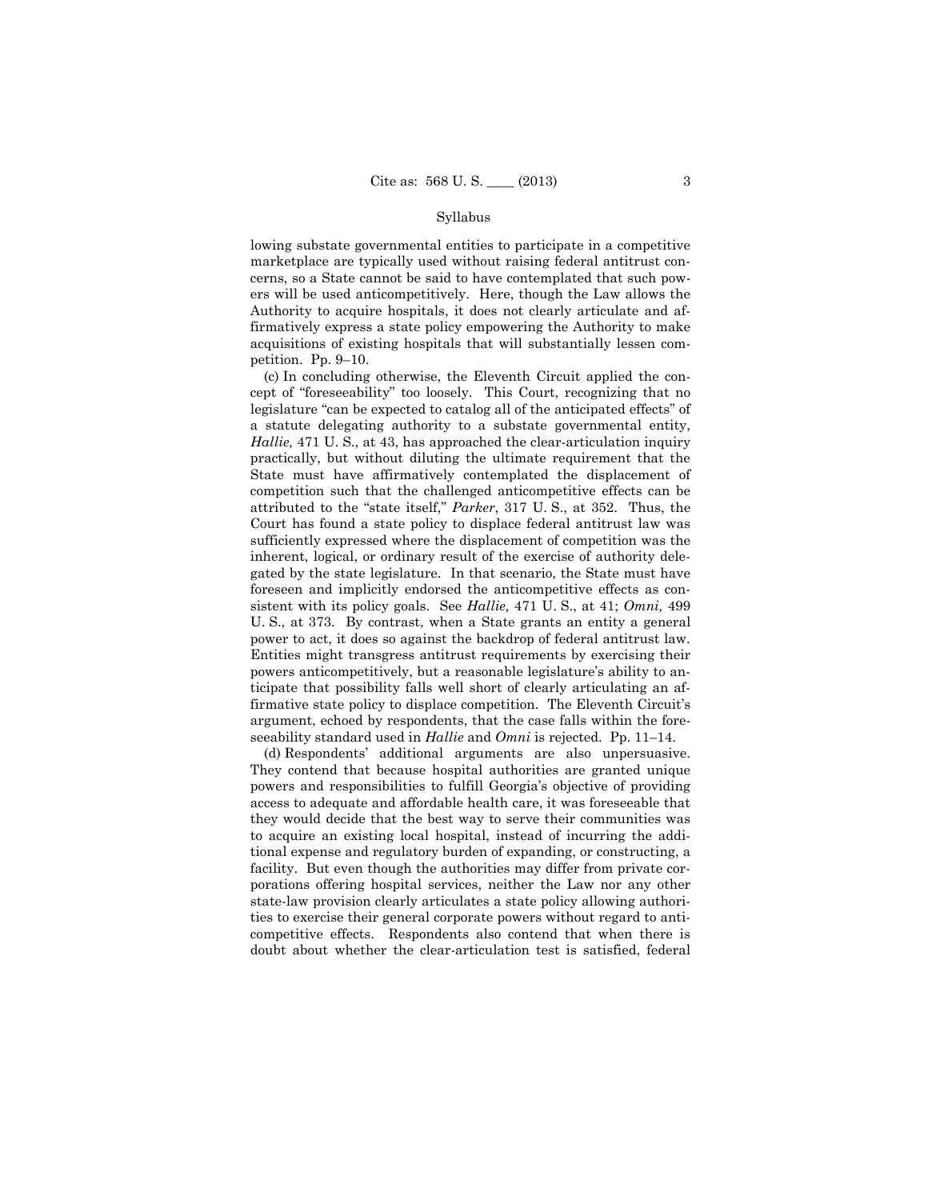lowing substate governmental entities to participate in a competitive marketplace are typically used without raising federal antitrust concerns, so a State cannot be said to have contemplated that such powers will be used anticompetitively. Here, though the Law allows the Authority to acquire hospitals, it does not clearly articulate and affirmatively express a state policy empowering the Authority to make acquisitions of existing hospitals that will substantially lessen competition. Pp. 9–10.

(c) In concluding otherwise, the Eleventh Circuit applied the concept of "foreseeability" too loosely. This Court, recognizing that no legislature "can be expected to catalog all of the anticipated effects" of a statute delegating authority to a substate governmental entity, *Hallie,* 471 U. S., at 43, has approached the clear-articulation inquiry practically, but without diluting the ultimate requirement that the State must have affirmatively contemplated the displacement of competition such that the challenged anticompetitive effects can be attributed to the "state itself," *Parker*, 317 U. S., at 352. Thus, the Court has found a state policy to displace federal antitrust law was sufficiently expressed where the displacement of competition was the inherent, logical, or ordinary result of the exercise of authority delegated by the state legislature. In that scenario, the State must have foreseen and implicitly endorsed the anticompetitive effects as consistent with its policy goals. See *Hallie,* 471 U. S., at 41; *Omni,* 499 U. S., at 373. By contrast, when a State grants an entity a general power to act, it does so against the backdrop of federal antitrust law. Entities might transgress antitrust requirements by exercising their powers anticompetitively, but a reasonable legislature's ability to anticipate that possibility falls well short of clearly articulating an affirmative state policy to displace competition. The Eleventh Circuit's argument, echoed by respondents, that the case falls within the foreseeability standard used in *Hallie* and *Omni* is rejected. Pp. 11–14.

(d) Respondents' additional arguments are also unpersuasive. They contend that because hospital authorities are granted unique powers and responsibilities to fulfill Georgia's objective of providing access to adequate and affordable health care, it was foreseeable that they would decide that the best way to serve their communities was to acquire an existing local hospital, instead of incurring the additional expense and regulatory burden of expanding, or constructing, a facility. But even though the authorities may differ from private corporations offering hospital services, neither the Law nor any other state-law provision clearly articulates a state policy allowing authorities to exercise their general corporate powers without regard to anticompetitive effects. Respondents also contend that when there is doubt about whether the clear-articulation test is satisfied, federal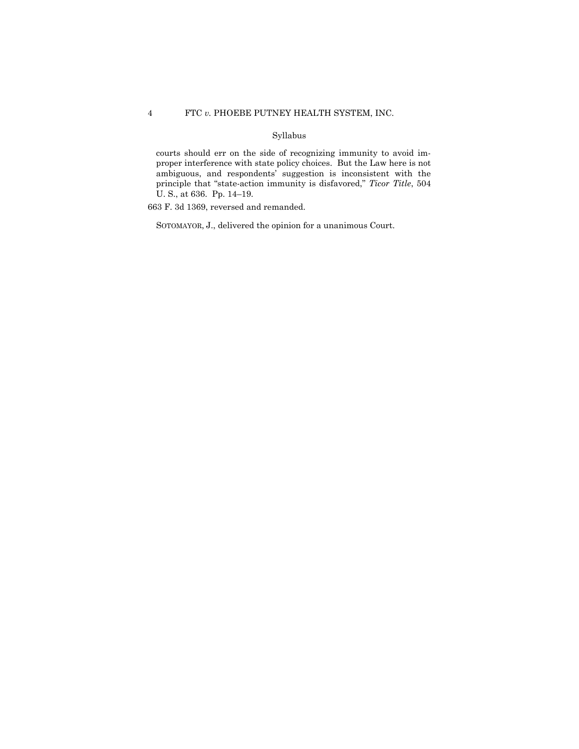Syllabus

courts should err on the side of recognizing immunity to avoid improper interference with state policy choices. But the Law here is not ambiguous, and respondents' suggestion is inconsistent with the principle that "state-action immunity is disfavored," *Ticor Title*, 504 U. S., at 636. Pp. 14–19.

663 F. 3d 1369, reversed and remanded.

SOTOMAYOR, J., delivered the opinion for a unanimous Court.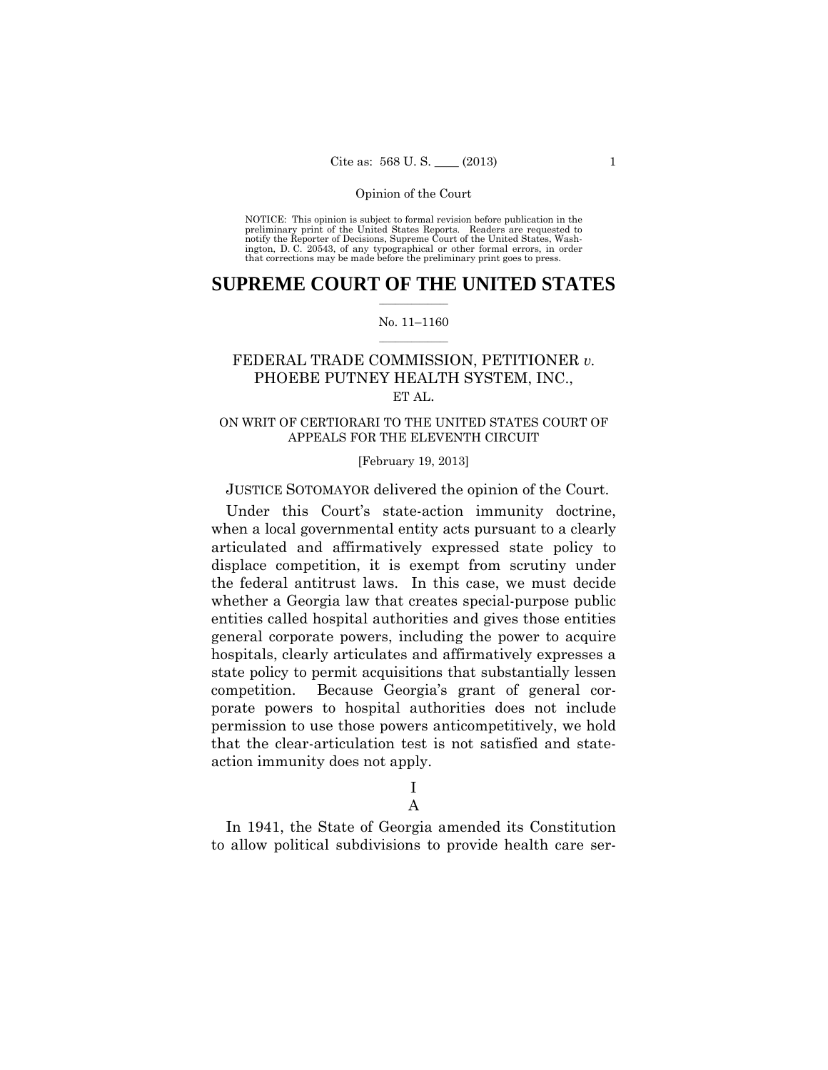Opinion of the Court

NOTICE: This opinion is subject to formal revision before publication in the preliminary print of the United States Reports. Readers are requested to notify the Reporter of Decisions, Supreme Court of the United States, Washington, D. C. 20543, of any typographical or other formal errors, in order that corrections may be made before the preliminary print goes to press.

# SUPREME COURT OF THE UNITED STATES

No. 11–1160

FEDERAL TRADE COMMISSION, PETITIONER *v.* PHOEBE PUTNEY HEALTH SYSTEM, INC., ET AL.

ON WRIT OF CERTIORARI TO THE UNITED STATES COURT OF APPEALS FOR THE ELEVENTH CIRCUIT

[February 19, 2013]

JUSTICE SOTOMAYOR delivered the opinion of the Court.

Under this Court's state-action immunity doctrine, when a local governmental entity acts pursuant to a clearly articulated and affirmatively expressed state policy to displace competition, it is exempt from scrutiny under the federal antitrust laws. In this case, we must decide whether a Georgia law that creates special-purpose public entities called hospital authorities and gives those entities general corporate powers, including the power to acquire hospitals, clearly articulates and affirmatively expresses a state policy to permit acquisitions that substantially lessen competition. Because Georgia's grant of general corporate powers to hospital authorities does not include permission to use those powers anticompetitively, we hold that the clear-articulation test is not satisfied and state-action immunity does not apply.

## I

### A

In 1941, the State of Georgia amended its Constitution to allow political subdivisions to provide health care ser-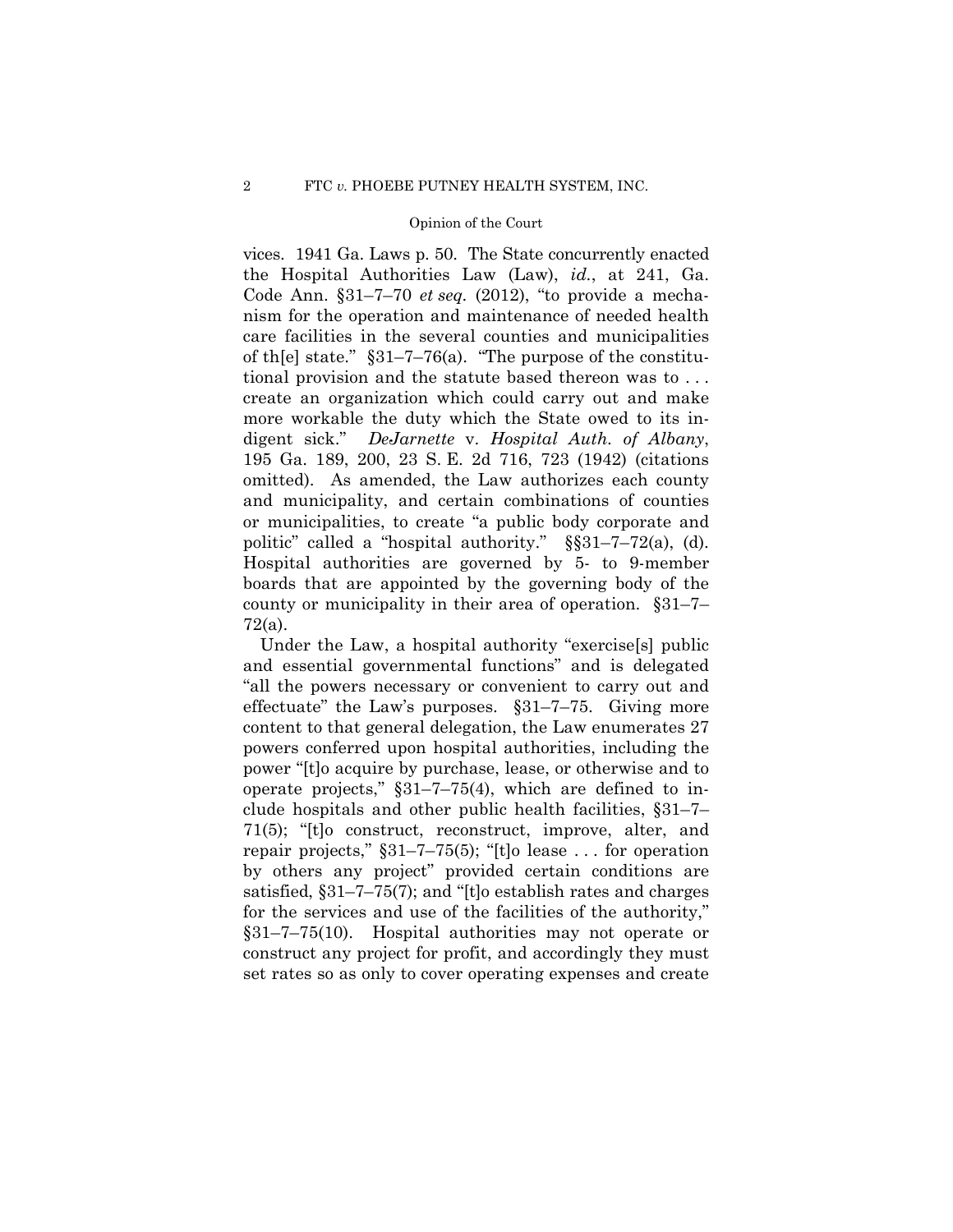vices. 1941 Ga. Laws p. 50. The State concurrently enacted the Hospital Authorities Law (Law), *id.*, at 241, Ga. Code Ann. §31–7–70 *et seq.* (2012), "to provide a mechanism for the operation and maintenance of needed health care facilities in the several counties and municipalities of th[e] state." §31–7–76(a). "The purpose of the constitutional provision and the statute based thereon was to . . . create an organization which could carry out and make more workable the duty which the State owed to its indigent sick." *DeJarnette* v. *Hospital Auth. of Albany*, 195 Ga. 189, 200, 23 S. E. 2d 716, 723 (1942) (citations omitted). As amended, the Law authorizes each county and municipality, and certain combinations of counties or municipalities, to create "a public body corporate and politic" called a "hospital authority." §§31–7–72(a), (d). Hospital authorities are governed by 5- to 9-member boards that are appointed by the governing body of the county or municipality in their area of operation. §31–7–72(a).

Under the Law, a hospital authority "exercise[s] public and essential governmental functions" and is delegated "all the powers necessary or convenient to carry out and effectuate" the Law's purposes. §31–7–75. Giving more content to that general delegation, the Law enumerates 27 powers conferred upon hospital authorities, including the power "[t]o acquire by purchase, lease, or otherwise and to operate projects," §31–7–75(4), which are defined to include hospitals and other public health facilities, §31–7–71(5); "[t]o construct, reconstruct, improve, alter, and repair projects," §31–7–75(5); "[t]o lease . . . for operation by others any project" provided certain conditions are satisfied, §31–7–75(7); and "[t]o establish rates and charges for the services and use of the facilities of the authority," §31–7–75(10). Hospital authorities may not operate or construct any project for profit, and accordingly they must set rates so as only to cover operating expenses and create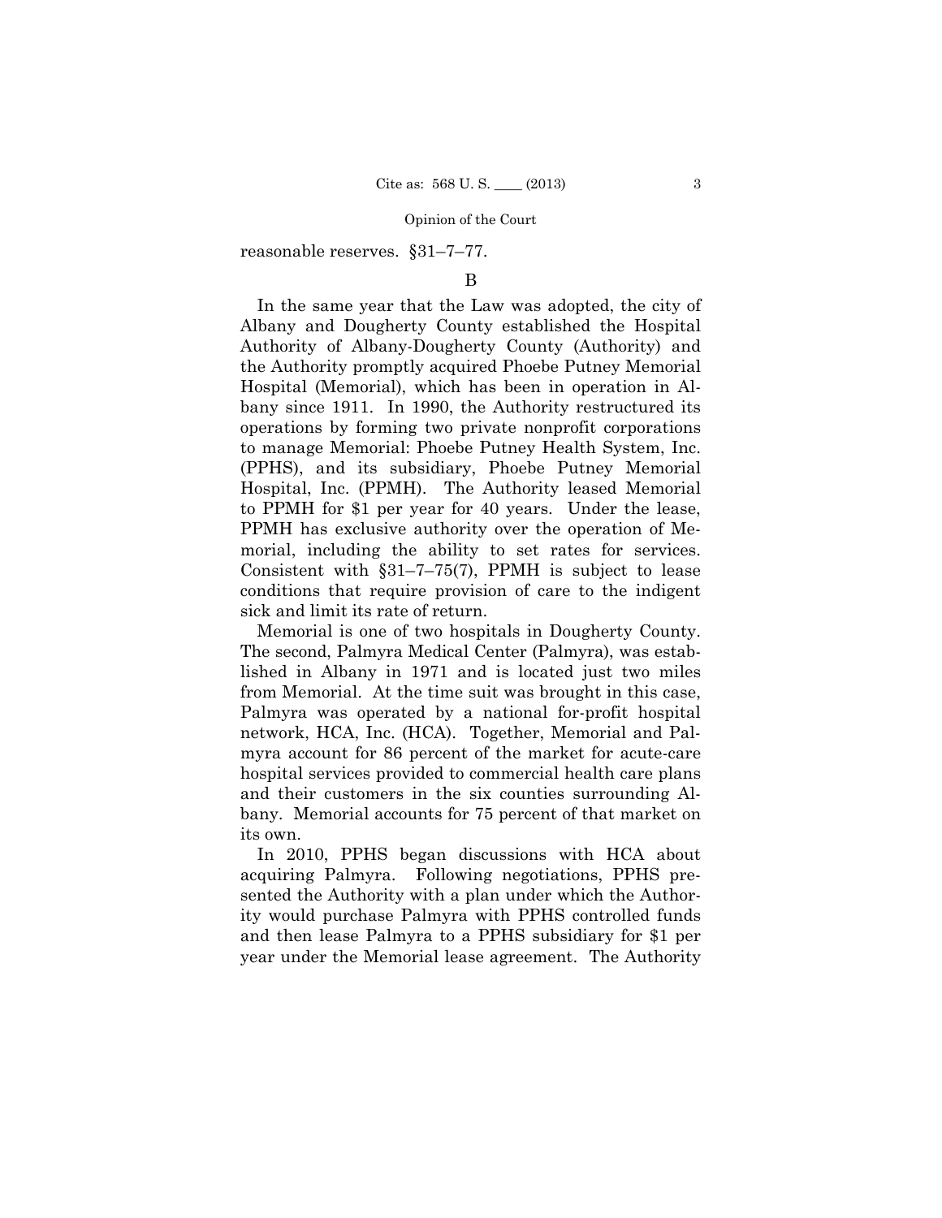reasonable reserves. §31–7–77.

B

In the same year that the Law was adopted, the city of Albany and Dougherty County established the Hospital Authority of Albany-Dougherty County (Authority) and the Authority promptly acquired Phoebe Putney Memorial Hospital (Memorial), which has been in operation in Albany since 1911. In 1990, the Authority restructured its operations by forming two private nonprofit corporations to manage Memorial: Phoebe Putney Health System, Inc. (PPHS), and its subsidiary, Phoebe Putney Memorial Hospital, Inc. (PPMH). The Authority leased Memorial to PPMH for $1 per year for 40 years. Under the lease, PPMH has exclusive authority over the operation of Memorial, including the ability to set rates for services. Consistent with §31–7–75(7), PPMH is subject to lease conditions that require provision of care to the indigent sick and limit its rate of return.

Memorial is one of two hospitals in Dougherty County. The second, Palmyra Medical Center (Palmyra), was established in Albany in 1971 and is located just two miles from Memorial. At the time suit was brought in this case, Palmyra was operated by a national for-profit hospital network, HCA, Inc. (HCA). Together, Memorial and Palmyra account for 86 percent of the market for acute-care hospital services provided to commercial health care plans and their customers in the six counties surrounding Albany. Memorial accounts for 75 percent of that market on its own.

In 2010, PPHS began discussions with HCA about acquiring Palmyra. Following negotiations, PPHS presented the Authority with a plan under which the Authority would purchase Palmyra with PPHS controlled funds and then lease Palmyra to a PPHS subsidiary for $1 per year under the Memorial lease agreement. The Authority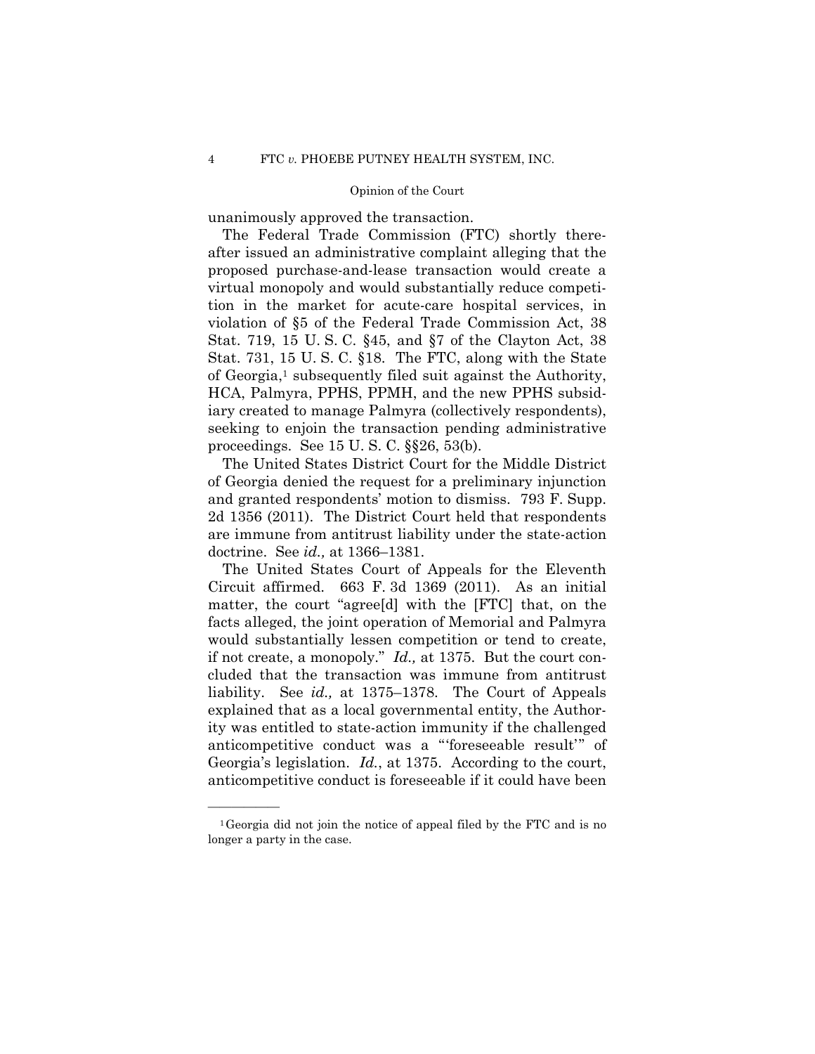unanimously approved the transaction.

The Federal Trade Commission (FTC) shortly thereafter issued an administrative complaint alleging that the proposed purchase-and-lease transaction would create a virtual monopoly and would substantially reduce competition in the market for acute-care hospital services, in violation of §5 of the Federal Trade Commission Act, 38 Stat. 719, 15 U. S. C. §45, and §7 of the Clayton Act, 38 Stat. 731, 15 U. S. C. §18. The FTC, along with the State of Georgia,[1] subsequently filed suit against the Authority, HCA, Palmyra, PPHS, PPMH, and the new PPHS subsidiary created to manage Palmyra (collectively respondents), seeking to enjoin the transaction pending administrative proceedings. See 15 U. S. C. §§26, 53(b).

The United States District Court for the Middle District of Georgia denied the request for a preliminary injunction and granted respondents' motion to dismiss. 793 F. Supp. 2d 1356 (2011). The District Court held that respondents are immune from antitrust liability under the state-action doctrine. See *id.,* at 1366–1381.

The United States Court of Appeals for the Eleventh Circuit affirmed. 663 F. 3d 1369 (2011). As an initial matter, the court "agree[d] with the [FTC] that, on the facts alleged, the joint operation of Memorial and Palmyra would substantially lessen competition or tend to create, if not create, a monopoly." *Id.,* at 1375. But the court concluded that the transaction was immune from antitrust liability. See *id.,* at 1375–1378. The Court of Appeals explained that as a local governmental entity, the Authority was entitled to state-action immunity if the challenged anticompetitive conduct was a "'foreseeable result'" of Georgia's legislation. *Id.*, at 1375. According to the court, anticompetitive conduct is foreseeable if it could have been

---

[1] Georgia did not join the notice of appeal filed by the FTC and is no longer a party in the case.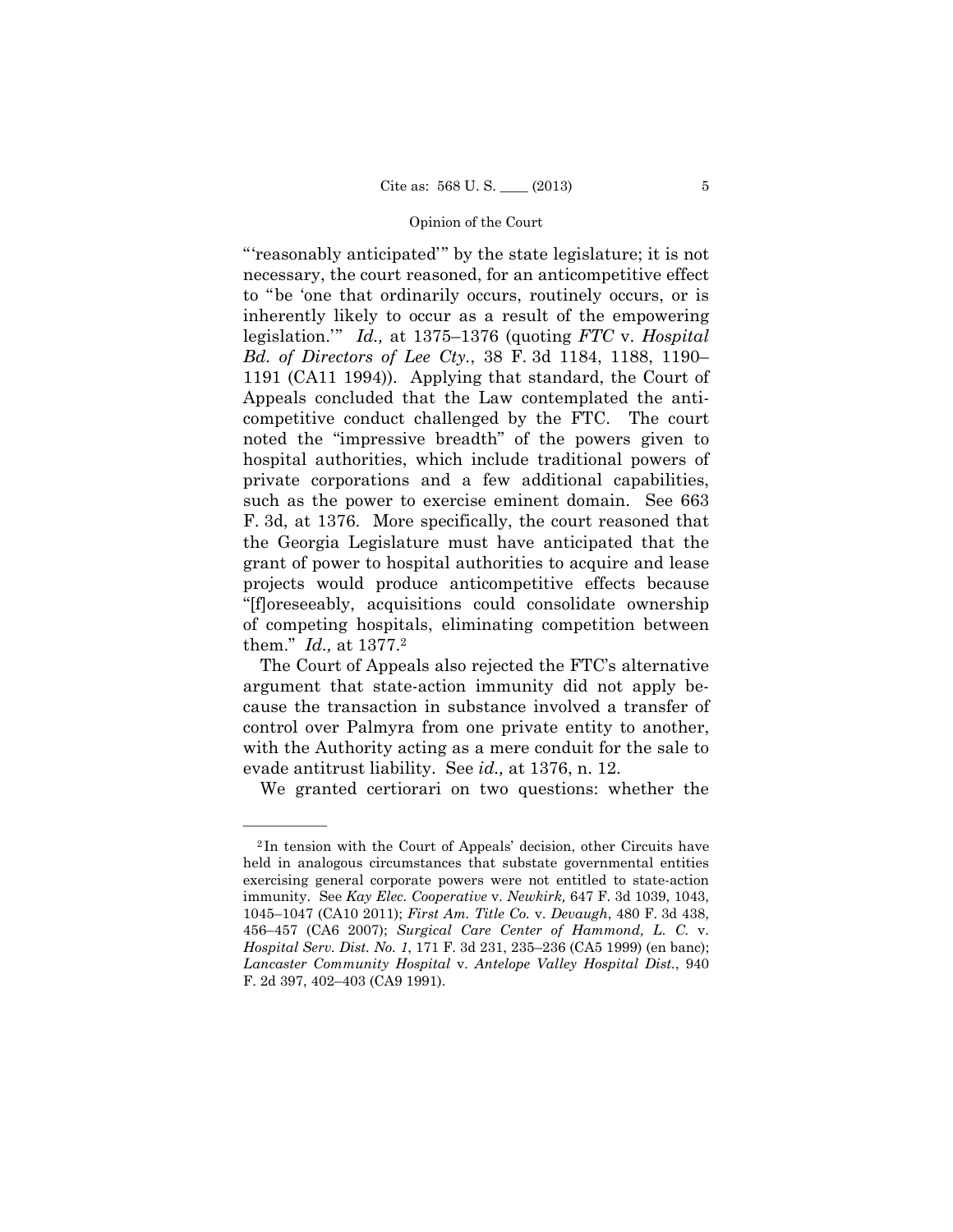"'reasonably anticipated'" by the state legislature; it is not necessary, the court reasoned, for an anticompetitive effect to "be 'one that ordinarily occurs, routinely occurs, or is inherently likely to occur as a result of the empowering legislation.'" *Id.,* at 1375–1376 (quoting *FTC* v. *Hospital Bd. of Directors of Lee Cty.*, 38 F. 3d 1184, 1188, 1190–1191 (CA11 1994)). Applying that standard, the Court of Appeals concluded that the Law contemplated the anticompetitive conduct challenged by the FTC. The court noted the "impressive breadth" of the powers given to hospital authorities, which include traditional powers of private corporations and a few additional capabilities, such as the power to exercise eminent domain. See 663 F. 3d, at 1376. More specifically, the court reasoned that the Georgia Legislature must have anticipated that the grant of power to hospital authorities to acquire and lease projects would produce anticompetitive effects because "[f]oreseeably, acquisitions could consolidate ownership of competing hospitals, eliminating competition between them." *Id.,* at 1377.[2]

The Court of Appeals also rejected the FTC's alternative argument that state-action immunity did not apply because the transaction in substance involved a transfer of control over Palmyra from one private entity to another, with the Authority acting as a mere conduit for the sale to evade antitrust liability. See *id.,* at 1376, n. 12.

We granted certiorari on two questions: whether the

---

[2] In tension with the Court of Appeals' decision, other Circuits have held in analogous circumstances that substate governmental entities exercising general corporate powers were not entitled to state-action immunity. See *Kay Elec. Cooperative* v. *Newkirk,* 647 F. 3d 1039, 1043, 1045–1047 (CA10 2011); *First Am. Title Co.* v. *Devaugh*, 480 F. 3d 438, 456–457 (CA6 2007); *Surgical Care Center of Hammond, L. C.* v. *Hospital Serv. Dist. No. 1*, 171 F. 3d 231, 235–236 (CA5 1999) (en banc); *Lancaster Community Hospital* v. *Antelope Valley Hospital Dist.*, 940 F. 2d 397, 402–403 (CA9 1991).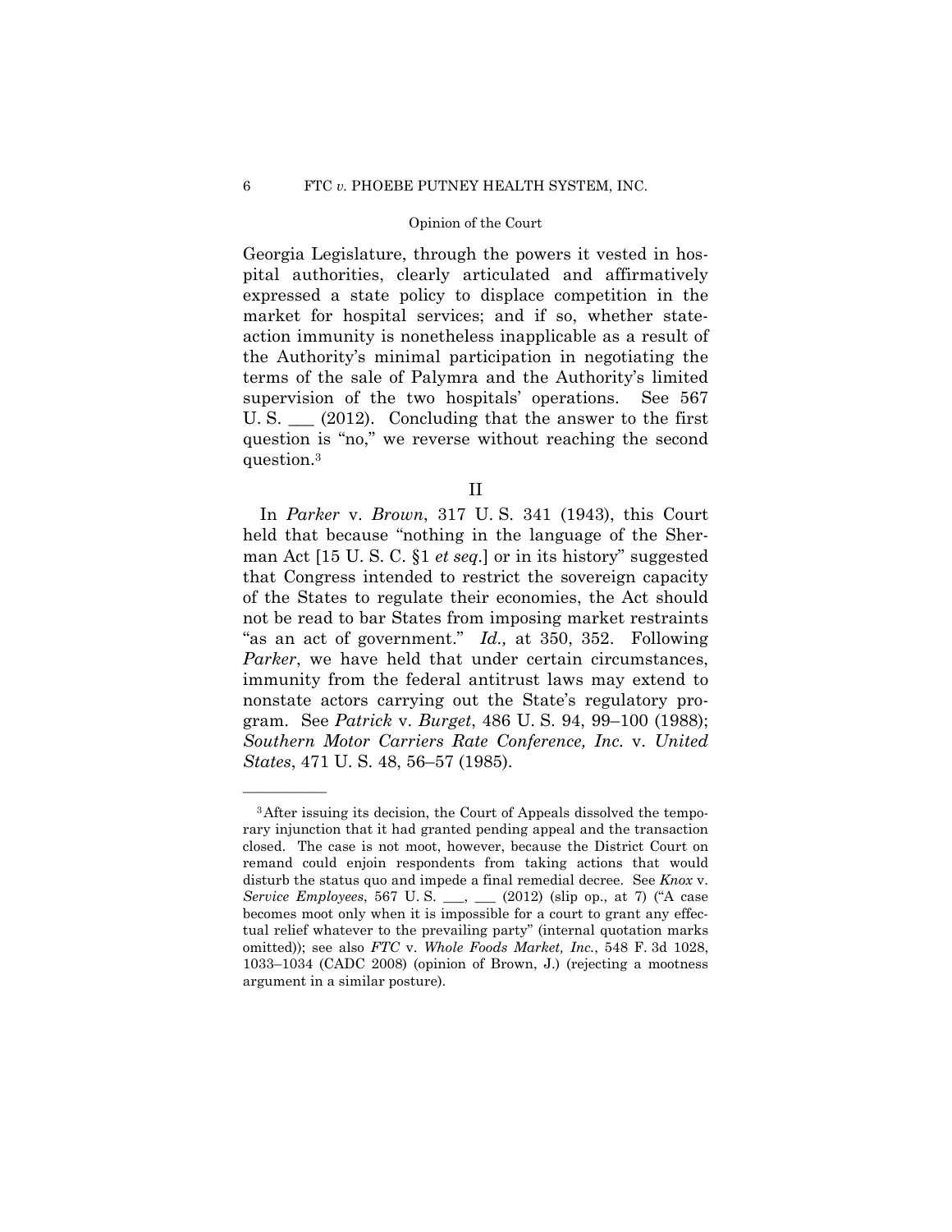Georgia Legislature, through the powers it vested in hospital authorities, clearly articulated and affirmatively expressed a state policy to displace competition in the market for hospital services; and if so, whether state-action immunity is nonetheless inapplicable as a result of the Authority's minimal participation in negotiating the terms of the sale of Palymra and the Authority's limited supervision of the two hospitals' operations. See 567 U. S. ___ (2012). Concluding that the answer to the first question is "no," we reverse without reaching the second question.[3]

## II

In *Parker* v. *Brown*, 317 U. S. 341 (1943), this Court held that because "nothing in the language of the Sherman Act [15 U. S. C. §1 *et seq*.] or in its history" suggested that Congress intended to restrict the sovereign capacity of the States to regulate their economies, the Act should not be read to bar States from imposing market restraints "as an act of government." *Id.,* at 350, 352. Following *Parker*, we have held that under certain circumstances, immunity from the federal antitrust laws may extend to nonstate actors carrying out the State's regulatory program. See *Patrick* v. *Burget*, 486 U. S. 94, 99–100 (1988); *Southern Motor Carriers Rate Conference, Inc.* v. *United States*, 471 U. S. 48, 56–57 (1985).

---

[3] After issuing its decision, the Court of Appeals dissolved the temporary injunction that it had granted pending appeal and the transaction closed. The case is not moot, however, because the District Court on remand could enjoin respondents from taking actions that would disturb the status quo and impede a final remedial decree. See *Knox* v. *Service Employees*, 567 U. S. ___, ___ (2012) (slip op., at 7) ("A case becomes moot only when it is impossible for a court to grant any effectual relief whatever to the prevailing party" (internal quotation marks omitted)); see also *FTC* v. *Whole Foods Market, Inc.*, 548 F. 3d 1028, 1033–1034 (CADC 2008) (opinion of Brown, J.) (rejecting a mootness argument in a similar posture).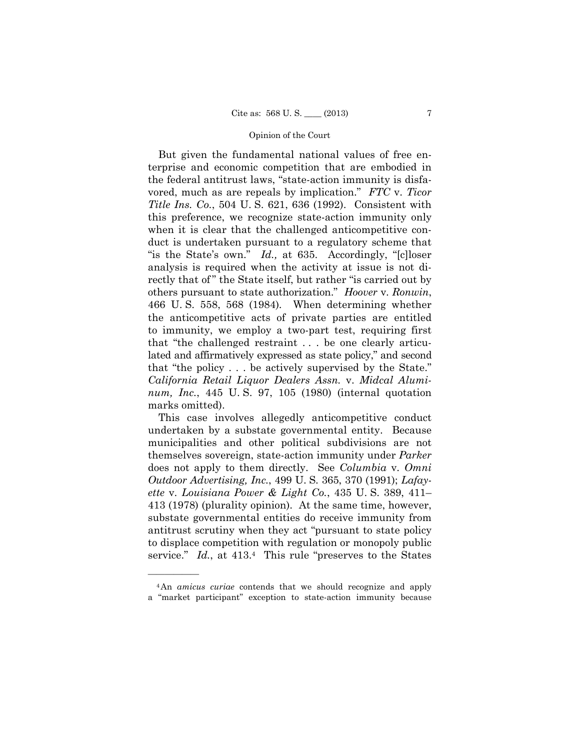But given the fundamental national values of free enterprise and economic competition that are embodied in the federal antitrust laws, "state-action immunity is disfavored, much as are repeals by implication." *FTC* v. *Ticor Title Ins. Co.*, 504 U. S. 621, 636 (1992). Consistent with this preference, we recognize state-action immunity only when it is clear that the challenged anticompetitive conduct is undertaken pursuant to a regulatory scheme that "is the State's own." *Id.,* at 635. Accordingly, "[c]loser analysis is required when the activity at issue is not directly that of" the State itself, but rather "is carried out by others pursuant to state authorization." *Hoover* v. *Ronwin*, 466 U. S. 558, 568 (1984). When determining whether the anticompetitive acts of private parties are entitled to immunity, we employ a two-part test, requiring first that "the challenged restraint . . . be one clearly articulated and affirmatively expressed as state policy," and second that "the policy . . . be actively supervised by the State." *California Retail Liquor Dealers Assn.* v. *Midcal Aluminum, Inc.*, 445 U. S. 97, 105 (1980) (internal quotation marks omitted).

This case involves allegedly anticompetitive conduct undertaken by a substate governmental entity. Because municipalities and other political subdivisions are not themselves sovereign, state-action immunity under *Parker* does not apply to them directly. See *Columbia* v. *Omni Outdoor Advertising, Inc.*, 499 U. S. 365, 370 (1991); *Lafayette* v. *Louisiana Power & Light Co.*, 435 U. S. 389, 411–413 (1978) (plurality opinion). At the same time, however, substate governmental entities do receive immunity from antitrust scrutiny when they act "pursuant to state policy to displace competition with regulation or monopoly public service." *Id.*, at 413.[4] This rule "preserves to the States

---

[4] An *amicus curiae* contends that we should recognize and apply a "market participant" exception to state-action immunity because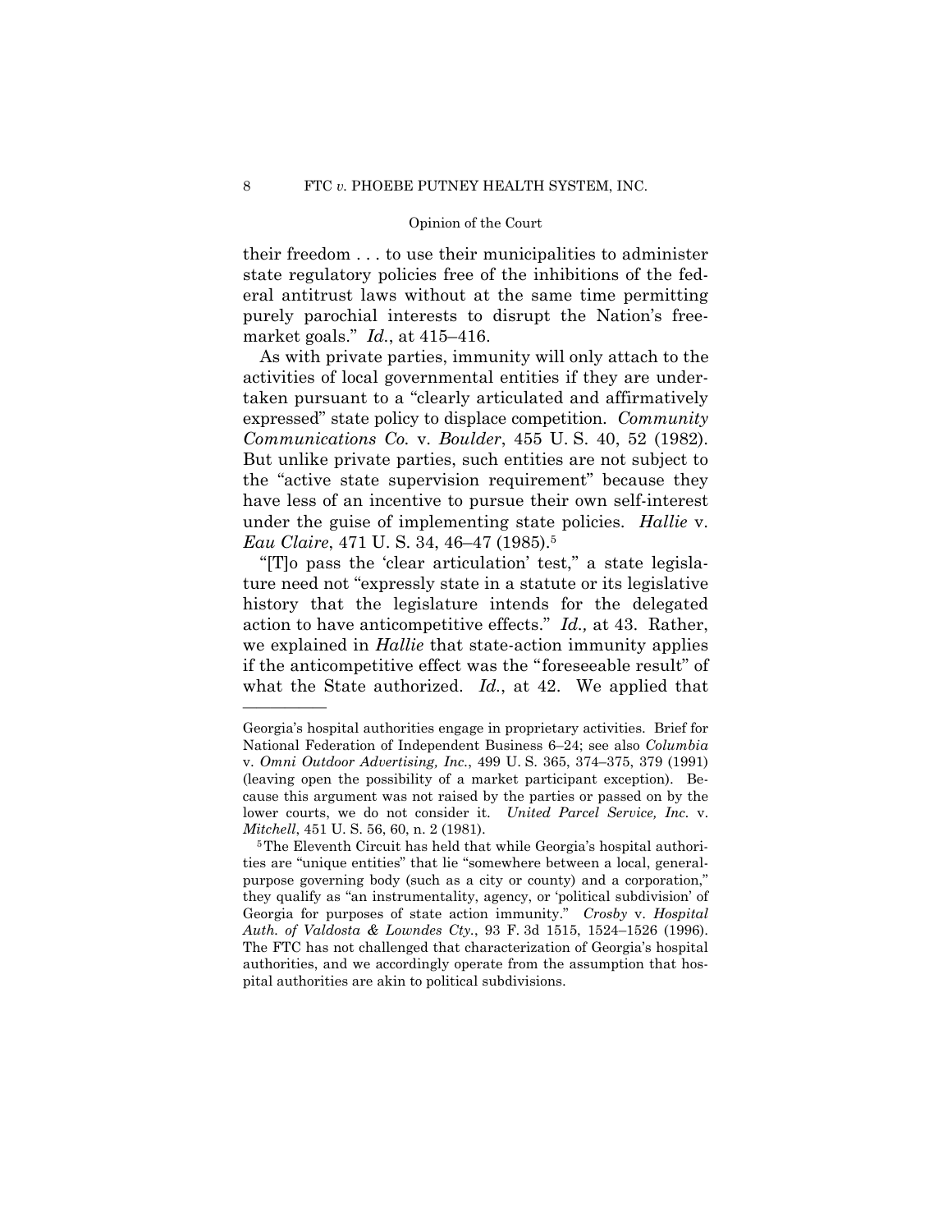their freedom . . . to use their municipalities to administer state regulatory policies free of the inhibitions of the federal antitrust laws without at the same time permitting purely parochial interests to disrupt the Nation's free-market goals." *Id.*, at 415–416.

As with private parties, immunity will only attach to the activities of local governmental entities if they are undertaken pursuant to a "clearly articulated and affirmatively expressed" state policy to displace competition. *Community Communications Co.* v. *Boulder*, 455 U. S. 40, 52 (1982). But unlike private parties, such entities are not subject to the "active state supervision requirement" because they have less of an incentive to pursue their own self-interest under the guise of implementing state policies. *Hallie* v. *Eau Claire*, 471 U. S. 34, 46–47 (1985).[5]

"[T]o pass the 'clear articulation' test," a state legislature need not "expressly state in a statute or its legislative history that the legislature intends for the delegated action to have anticompetitive effects." *Id.,* at 43. Rather, we explained in *Hallie* that state-action immunity applies if the anticompetitive effect was the "foreseeable result" of what the State authorized. *Id.*, at 42. We applied that

---

Georgia's hospital authorities engage in proprietary activities. Brief for National Federation of Independent Business 6–24; see also *Columbia* v. *Omni Outdoor Advertising, Inc.*, 499 U. S. 365, 374–375, 379 (1991) (leaving open the possibility of a market participant exception). Because this argument was not raised by the parties or passed on by the lower courts, we do not consider it. *United Parcel Service, Inc.* v. *Mitchell*, 451 U. S. 56, 60, n. 2 (1981).

[5] The Eleventh Circuit has held that while Georgia's hospital authorities are "unique entities" that lie "somewhere between a local, general-purpose governing body (such as a city or county) and a corporation," they qualify as "an instrumentality, agency, or 'political subdivision' of Georgia for purposes of state action immunity." *Crosby* v. *Hospital Auth. of Valdosta & Lowndes Cty.*, 93 F. 3d 1515, 1524–1526 (1996). The FTC has not challenged that characterization of Georgia's hospital authorities, and we accordingly operate from the assumption that hospital authorities are akin to political subdivisions.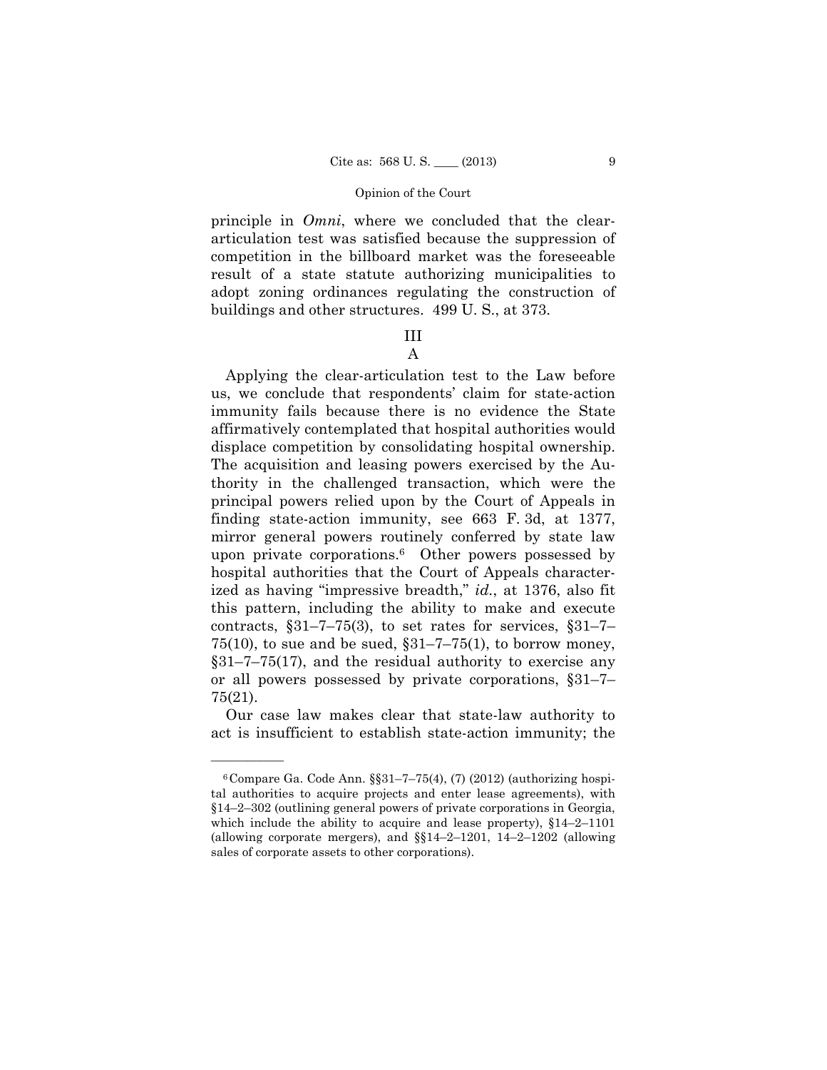principle in *Omni*, where we concluded that the clear-articulation test was satisfied because the suppression of competition in the billboard market was the foreseeable result of a state statute authorizing municipalities to adopt zoning ordinances regulating the construction of buildings and other structures. 499 U. S., at 373.

## III

### A

Applying the clear-articulation test to the Law before us, we conclude that respondents' claim for state-action immunity fails because there is no evidence the State affirmatively contemplated that hospital authorities would displace competition by consolidating hospital ownership. The acquisition and leasing powers exercised by the Authority in the challenged transaction, which were the principal powers relied upon by the Court of Appeals in finding state-action immunity, see 663 F. 3d, at 1377, mirror general powers routinely conferred by state law upon private corporations.[6] Other powers possessed by hospital authorities that the Court of Appeals characterized as having "impressive breadth," *id.*, at 1376, also fit this pattern, including the ability to make and execute contracts, §31–7–75(3), to set rates for services, §31–7–75(10), to sue and be sued, §31–7–75(1), to borrow money, §31–7–75(17), and the residual authority to exercise any or all powers possessed by private corporations, §31–7–75(21).

Our case law makes clear that state-law authority to act is insufficient to establish state-action immunity; the

---

[6] Compare Ga. Code Ann. §§31–7–75(4), (7) (2012) (authorizing hospital authorities to acquire projects and enter lease agreements), with §14–2–302 (outlining general powers of private corporations in Georgia, which include the ability to acquire and lease property), §14–2–1101 (allowing corporate mergers), and §§14–2–1201, 14–2–1202 (allowing sales of corporate assets to other corporations).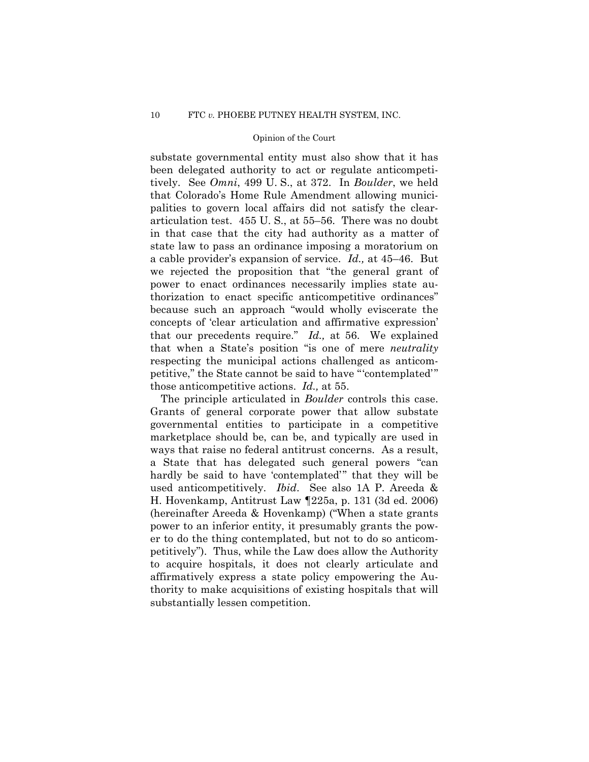substate governmental entity must also show that it has been delegated authority to act or regulate anticompetitively. See *Omni*, 499 U. S., at 372. In *Boulder*, we held that Colorado's Home Rule Amendment allowing municipalities to govern local affairs did not satisfy the clear-articulation test. 455 U. S., at 55–56. There was no doubt in that case that the city had authority as a matter of state law to pass an ordinance imposing a moratorium on a cable provider's expansion of service. *Id.,* at 45–46. But we rejected the proposition that "the general grant of power to enact ordinances necessarily implies state authorization to enact specific anticompetitive ordinances" because such an approach "would wholly eviscerate the concepts of 'clear articulation and affirmative expression' that our precedents require." *Id.,* at 56. We explained that when a State's position "is one of mere *neutrality* respecting the municipal actions challenged as anticompetitive," the State cannot be said to have "'contemplated'" those anticompetitive actions. *Id.,* at 55.

The principle articulated in *Boulder* controls this case. Grants of general corporate power that allow substate governmental entities to participate in a competitive marketplace should be, can be, and typically are used in ways that raise no federal antitrust concerns. As a result, a State that has delegated such general powers "can hardly be said to have 'contemplated'" that they will be used anticompetitively. *Ibid*. See also 1A P. Areeda & H. Hovenkamp, Antitrust Law ¶225a, p. 131 (3d ed. 2006) (hereinafter Areeda & Hovenkamp) ("When a state grants power to an inferior entity, it presumably grants the power to do the thing contemplated, but not to do so anticompetitively"). Thus, while the Law does allow the Authority to acquire hospitals, it does not clearly articulate and affirmatively express a state policy empowering the Authority to make acquisitions of existing hospitals that will substantially lessen competition.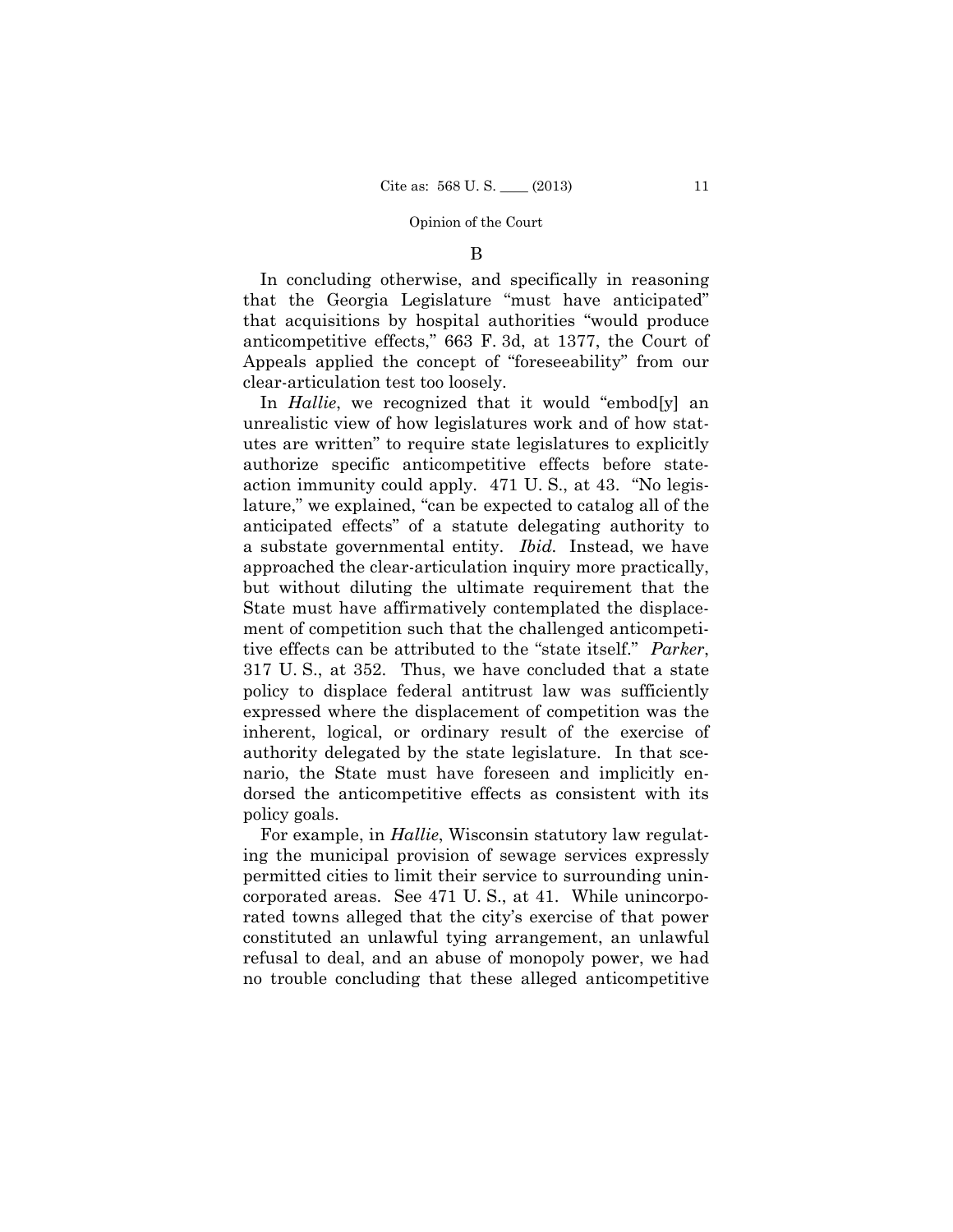B

In concluding otherwise, and specifically in reasoning that the Georgia Legislature "must have anticipated" that acquisitions by hospital authorities "would produce anticompetitive effects," 663 F. 3d, at 1377, the Court of Appeals applied the concept of "foreseeability" from our clear-articulation test too loosely.

In *Hallie*, we recognized that it would "embod[y] an unrealistic view of how legislatures work and of how statutes are written" to require state legislatures to explicitly authorize specific anticompetitive effects before state-action immunity could apply. 471 U. S., at 43. "No legislature," we explained, "can be expected to catalog all of the anticipated effects" of a statute delegating authority to a substate governmental entity. *Ibid.* Instead, we have approached the clear-articulation inquiry more practically, but without diluting the ultimate requirement that the State must have affirmatively contemplated the displacement of competition such that the challenged anticompetitive effects can be attributed to the "state itself." *Parker*, 317 U. S., at 352. Thus, we have concluded that a state policy to displace federal antitrust law was sufficiently expressed where the displacement of competition was the inherent, logical, or ordinary result of the exercise of authority delegated by the state legislature. In that scenario, the State must have foreseen and implicitly endorsed the anticompetitive effects as consistent with its policy goals.

For example, in *Hallie*, Wisconsin statutory law regulating the municipal provision of sewage services expressly permitted cities to limit their service to surrounding unincorporated areas. See 471 U. S., at 41. While unincorporated towns alleged that the city's exercise of that power constituted an unlawful tying arrangement, an unlawful refusal to deal, and an abuse of monopoly power, we had no trouble concluding that these alleged anticompetitive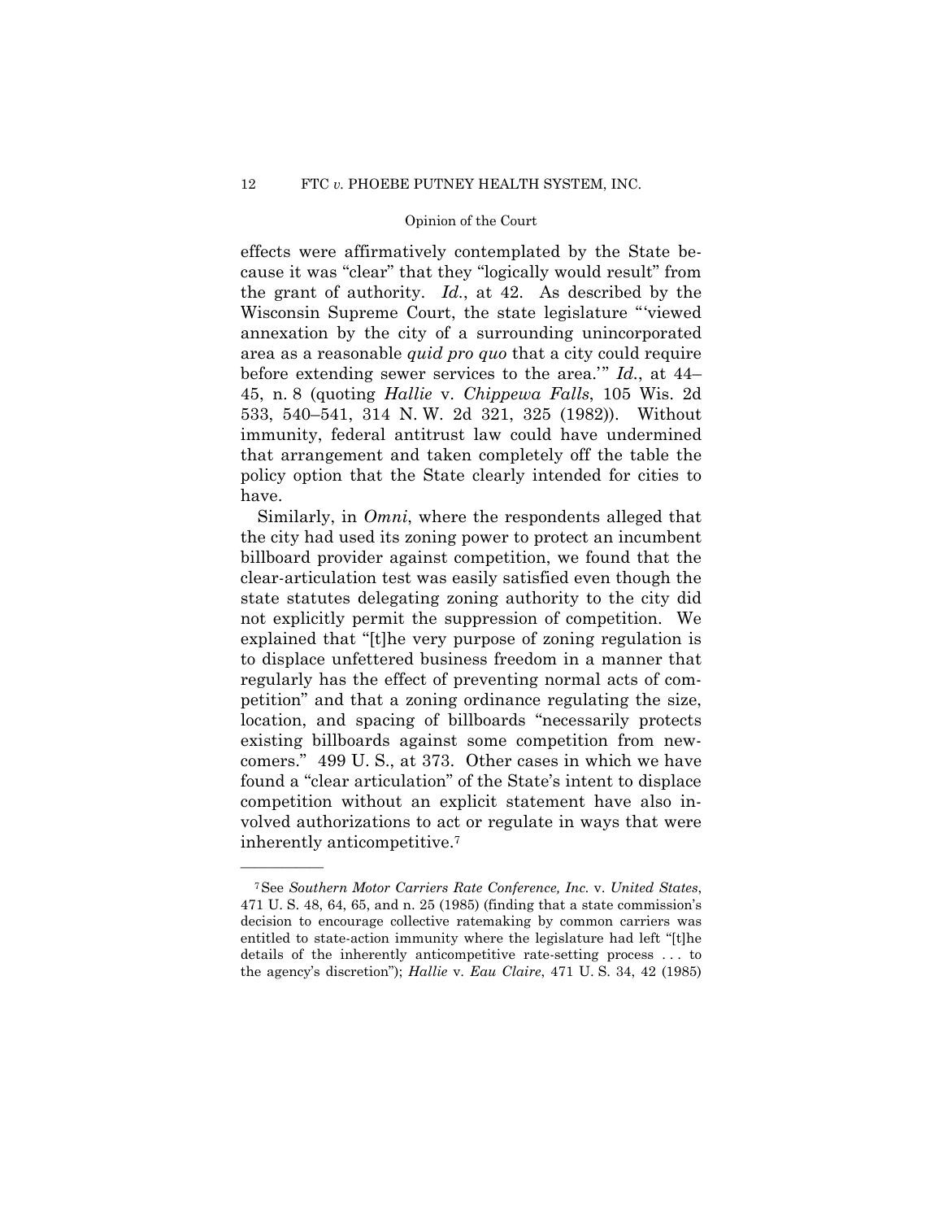effects were affirmatively contemplated by the State because it was "clear" that they "logically would result" from the grant of authority. *Id.*, at 42. As described by the Wisconsin Supreme Court, the state legislature "'viewed annexation by the city of a surrounding unincorporated area as a reasonable *quid pro quo* that a city could require before extending sewer services to the area.'" *Id.*, at 44–45, n. 8 (quoting *Hallie* v. *Chippewa Falls*, 105 Wis. 2d 533, 540–541, 314 N. W. 2d 321, 325 (1982)). Without immunity, federal antitrust law could have undermined that arrangement and taken completely off the table the policy option that the State clearly intended for cities to have.

Similarly, in *Omni*, where the respondents alleged that the city had used its zoning power to protect an incumbent billboard provider against competition, we found that the clear-articulation test was easily satisfied even though the state statutes delegating zoning authority to the city did not explicitly permit the suppression of competition. We explained that "[t]he very purpose of zoning regulation is to displace unfettered business freedom in a manner that regularly has the effect of preventing normal acts of competition" and that a zoning ordinance regulating the size, location, and spacing of billboards "necessarily protects existing billboards against some competition from newcomers." 499 U. S., at 373. Other cases in which we have found a "clear articulation" of the State's intent to displace competition without an explicit statement have also involved authorizations to act or regulate in ways that were inherently anticompetitive.[7]

---

[7] See *Southern Motor Carriers Rate Conference, Inc.* v. *United States*, 471 U. S. 48, 64, 65, and n. 25 (1985) (finding that a state commission's decision to encourage collective ratemaking by common carriers was entitled to state-action immunity where the legislature had left "[t]he details of the inherently anticompetitive rate-setting process . . . to the agency's discretion"); *Hallie* v. *Eau Claire*, 471 U. S. 34, 42 (1985)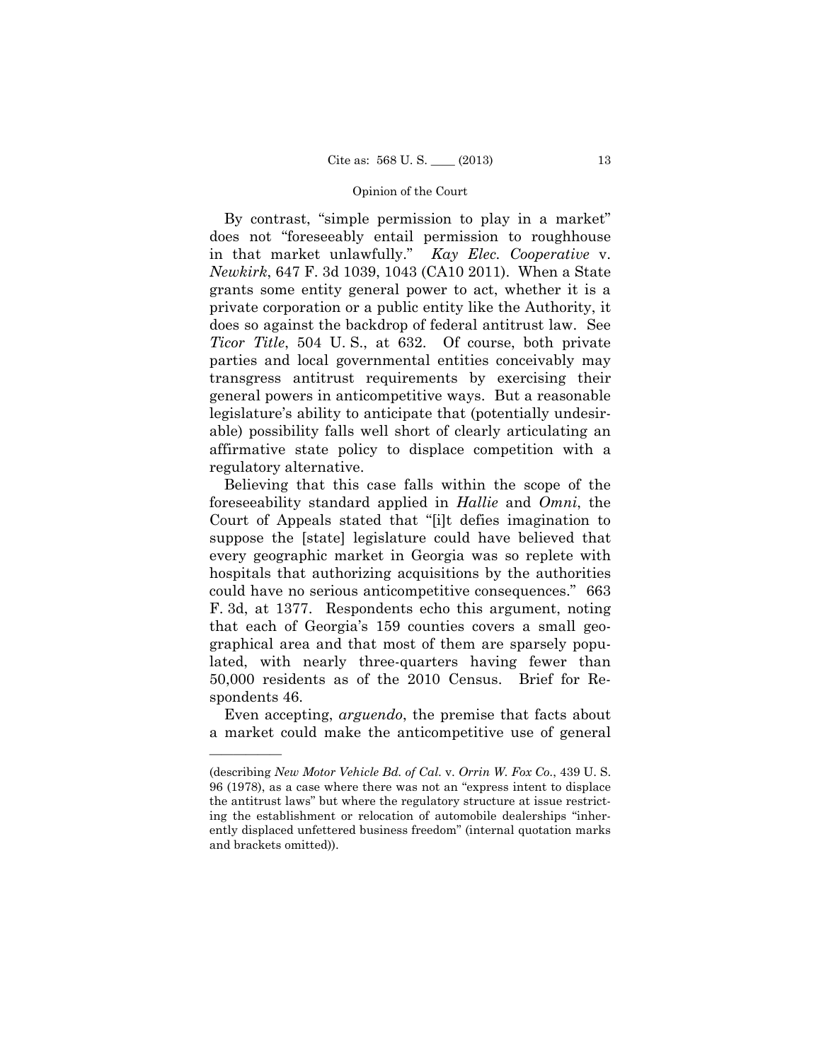By contrast, "simple permission to play in a market" does not "foreseeably entail permission to roughhouse in that market unlawfully." *Kay Elec. Cooperative* v. *Newkirk*, 647 F. 3d 1039, 1043 (CA10 2011). When a State grants some entity general power to act, whether it is a private corporation or a public entity like the Authority, it does so against the backdrop of federal antitrust law. See *Ticor Title*, 504 U. S., at 632. Of course, both private parties and local governmental entities conceivably may transgress antitrust requirements by exercising their general powers in anticompetitive ways. But a reasonable legislature's ability to anticipate that (potentially undesirable) possibility falls well short of clearly articulating an affirmative state policy to displace competition with a regulatory alternative.

Believing that this case falls within the scope of the foreseeability standard applied in *Hallie* and *Omni*, the Court of Appeals stated that "[i]t defies imagination to suppose the [state] legislature could have believed that every geographic market in Georgia was so replete with hospitals that authorizing acquisitions by the authorities could have no serious anticompetitive consequences." 663 F. 3d, at 1377. Respondents echo this argument, noting that each of Georgia's 159 counties covers a small geographical area and that most of them are sparsely populated, with nearly three-quarters having fewer than 50,000 residents as of the 2010 Census. Brief for Respondents 46.

Even accepting, *arguendo*, the premise that facts about a market could make the anticompetitive use of general

---

(describing *New Motor Vehicle Bd. of Cal.* v. *Orrin W. Fox Co.*, 439 U. S. 96 (1978), as a case where there was not an "express intent to displace the antitrust laws" but where the regulatory structure at issue restricting the establishment or relocation of automobile dealerships "inherently displaced unfettered business freedom" (internal quotation marks and brackets omitted)).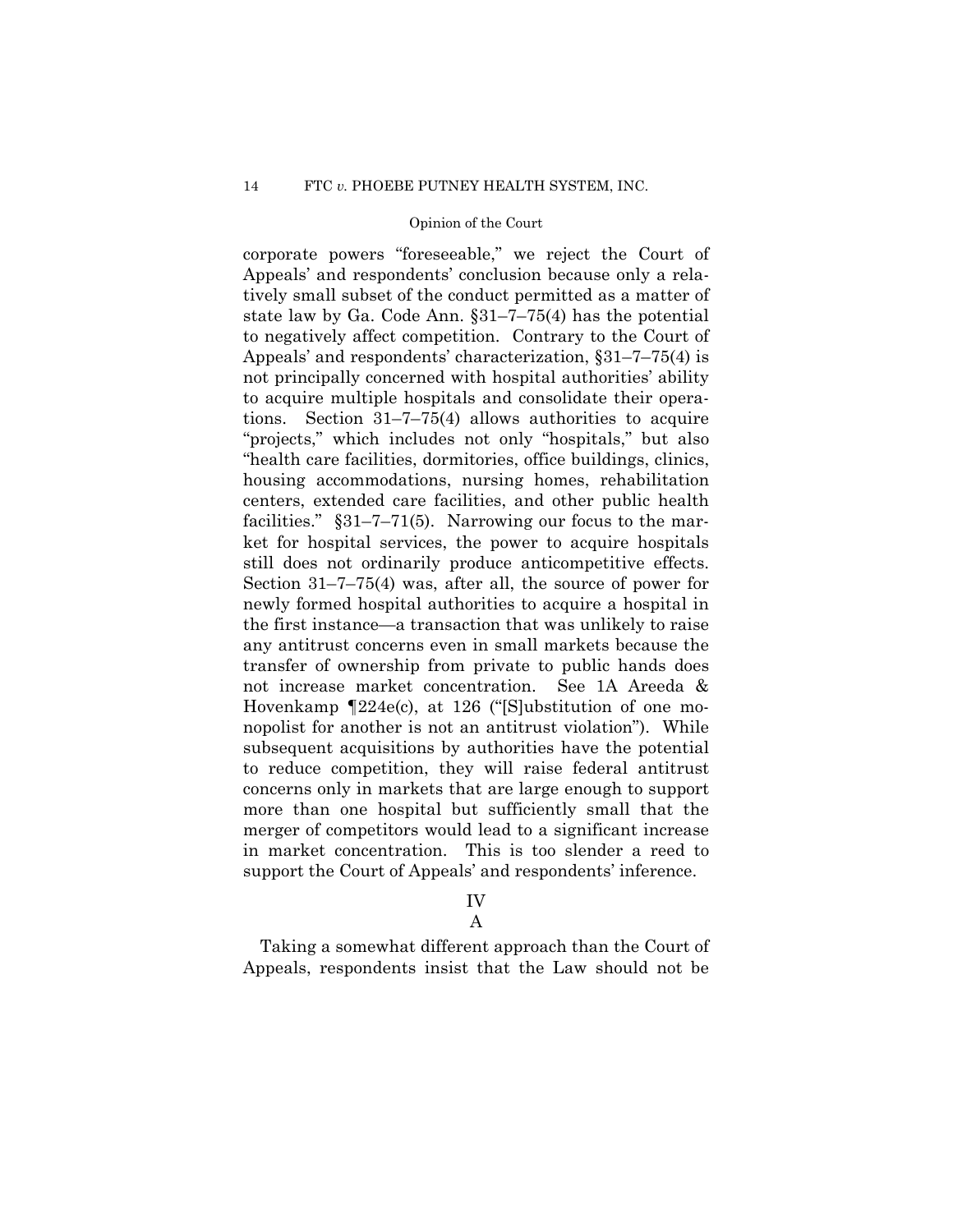corporate powers "foreseeable," we reject the Court of Appeals' and respondents' conclusion because only a relatively small subset of the conduct permitted as a matter of state law by Ga. Code Ann. §31–7–75(4) has the potential to negatively affect competition. Contrary to the Court of Appeals' and respondents' characterization, §31–7–75(4) is not principally concerned with hospital authorities' ability to acquire multiple hospitals and consolidate their operations. Section 31–7–75(4) allows authorities to acquire "projects," which includes not only "hospitals," but also "health care facilities, dormitories, office buildings, clinics, housing accommodations, nursing homes, rehabilitation centers, extended care facilities, and other public health facilities." §31–7–71(5). Narrowing our focus to the market for hospital services, the power to acquire hospitals still does not ordinarily produce anticompetitive effects. Section 31–7–75(4) was, after all, the source of power for newly formed hospital authorities to acquire a hospital in the first instance—a transaction that was unlikely to raise any antitrust concerns even in small markets because the transfer of ownership from private to public hands does not increase market concentration. See 1A Areeda & Hovenkamp ¶224e(c), at 126 ("[S]ubstitution of one monopolist for another is not an antitrust violation"). While subsequent acquisitions by authorities have the potential to reduce competition, they will raise federal antitrust concerns only in markets that are large enough to support more than one hospital but sufficiently small that the merger of competitors would lead to a significant increase in market concentration. This is too slender a reed to support the Court of Appeals' and respondents' inference.

## IV

### A

Taking a somewhat different approach than the Court of Appeals, respondents insist that the Law should not be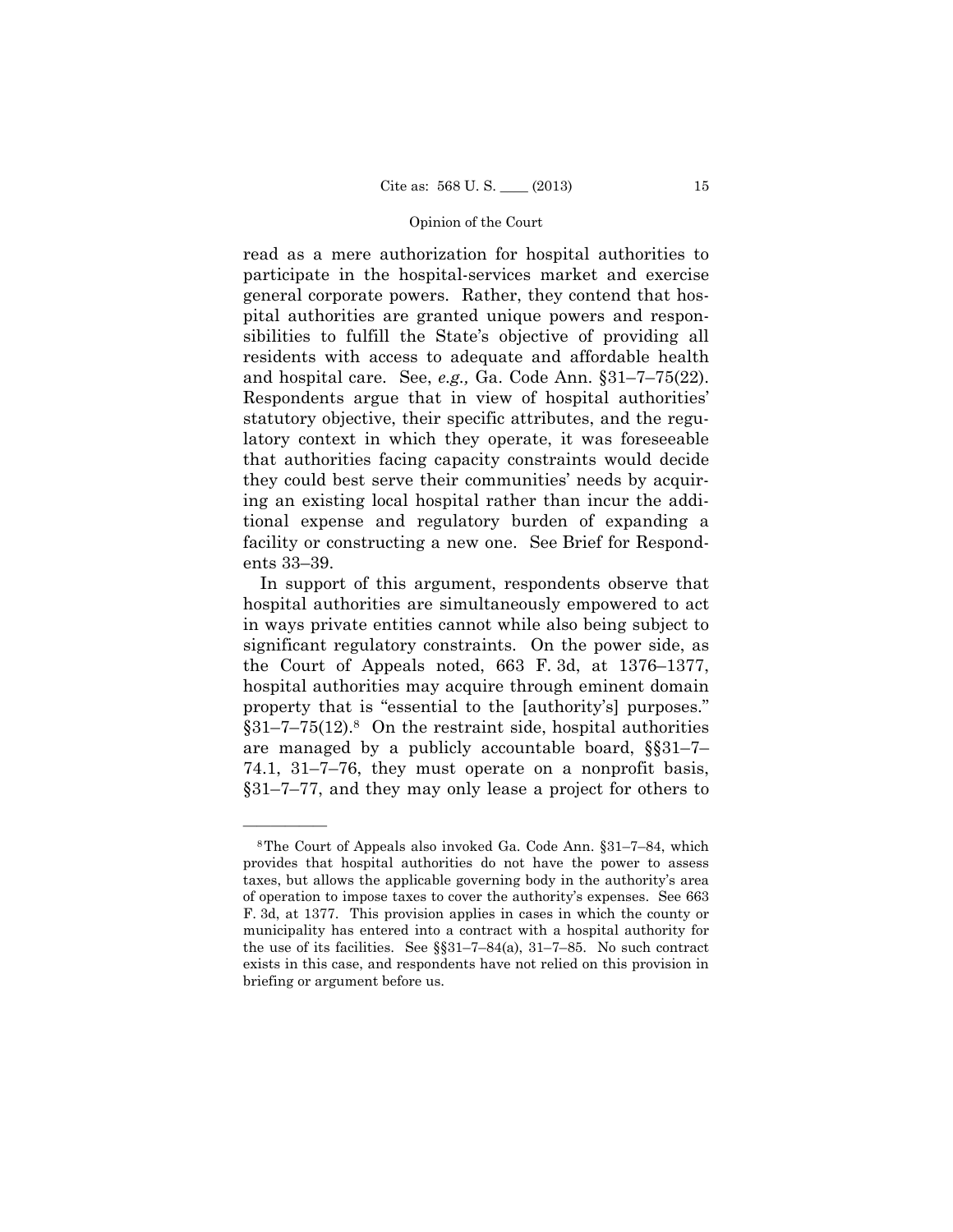read as a mere authorization for hospital authorities to participate in the hospital-services market and exercise general corporate powers. Rather, they contend that hospital authorities are granted unique powers and responsibilities to fulfill the State's objective of providing all residents with access to adequate and affordable health and hospital care. See, *e.g.,* Ga. Code Ann. §31–7–75(22). Respondents argue that in view of hospital authorities' statutory objective, their specific attributes, and the regulatory context in which they operate, it was foreseeable that authorities facing capacity constraints would decide they could best serve their communities' needs by acquiring an existing local hospital rather than incur the additional expense and regulatory burden of expanding a facility or constructing a new one. See Brief for Respondents 33–39.

In support of this argument, respondents observe that hospital authorities are simultaneously empowered to act in ways private entities cannot while also being subject to significant regulatory constraints. On the power side, as the Court of Appeals noted, 663 F. 3d, at 1376–1377, hospital authorities may acquire through eminent domain property that is "essential to the [authority's] purposes." §31–7–75(12).[8] On the restraint side, hospital authorities are managed by a publicly accountable board, §§31–7–74.1, 31–7–76, they must operate on a nonprofit basis, §31–7–77, and they may only lease a project for others to

---

[8] The Court of Appeals also invoked Ga. Code Ann. §31–7–84, which provides that hospital authorities do not have the power to assess taxes, but allows the applicable governing body in the authority's area of operation to impose taxes to cover the authority's expenses. See 663 F. 3d, at 1377. This provision applies in cases in which the county or municipality has entered into a contract with a hospital authority for the use of its facilities. See §§31–7–84(a), 31–7–85. No such contract exists in this case, and respondents have not relied on this provision in briefing or argument before us.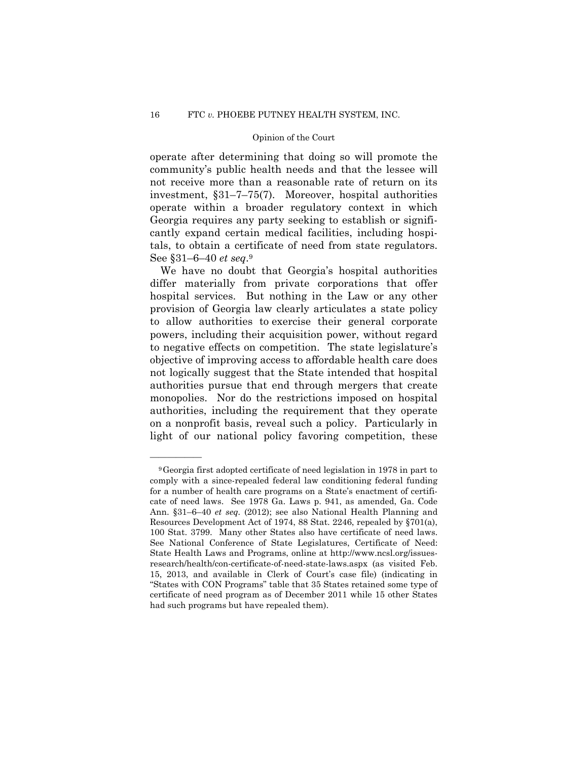operate after determining that doing so will promote the community's public health needs and that the lessee will not receive more than a reasonable rate of return on its investment, §31–7–75(7). Moreover, hospital authorities operate within a broader regulatory context in which Georgia requires any party seeking to establish or significantly expand certain medical facilities, including hospitals, to obtain a certificate of need from state regulators. See §31–6–40 *et seq.*[9]

We have no doubt that Georgia's hospital authorities differ materially from private corporations that offer hospital services. But nothing in the Law or any other provision of Georgia law clearly articulates a state policy to allow authorities to exercise their general corporate powers, including their acquisition power, without regard to negative effects on competition. The state legislature's objective of improving access to affordable health care does not logically suggest that the State intended that hospital authorities pursue that end through mergers that create monopolies. Nor do the restrictions imposed on hospital authorities, including the requirement that they operate on a nonprofit basis, reveal such a policy. Particularly in light of our national policy favoring competition, these

---

[9] Georgia first adopted certificate of need legislation in 1978 in part to comply with a since-repealed federal law conditioning federal funding for a number of health care programs on a State's enactment of certificate of need laws. See 1978 Ga. Laws p. 941, as amended, Ga. Code Ann. §31–6–40 *et seq.* (2012); see also National Health Planning and Resources Development Act of 1974, 88 Stat. 2246, repealed by §701(a), 100 Stat. 3799. Many other States also have certificate of need laws. See National Conference of State Legislatures, Certificate of Need: State Health Laws and Programs, online at http://www.ncsl.org/issues-research/health/con-certificate-of-need-state-laws.aspx (as visited Feb. 15, 2013, and available in Clerk of Court's case file) (indicating in "States with CON Programs" table that 35 States retained some type of certificate of need program as of December 2011 while 15 other States had such programs but have repealed them).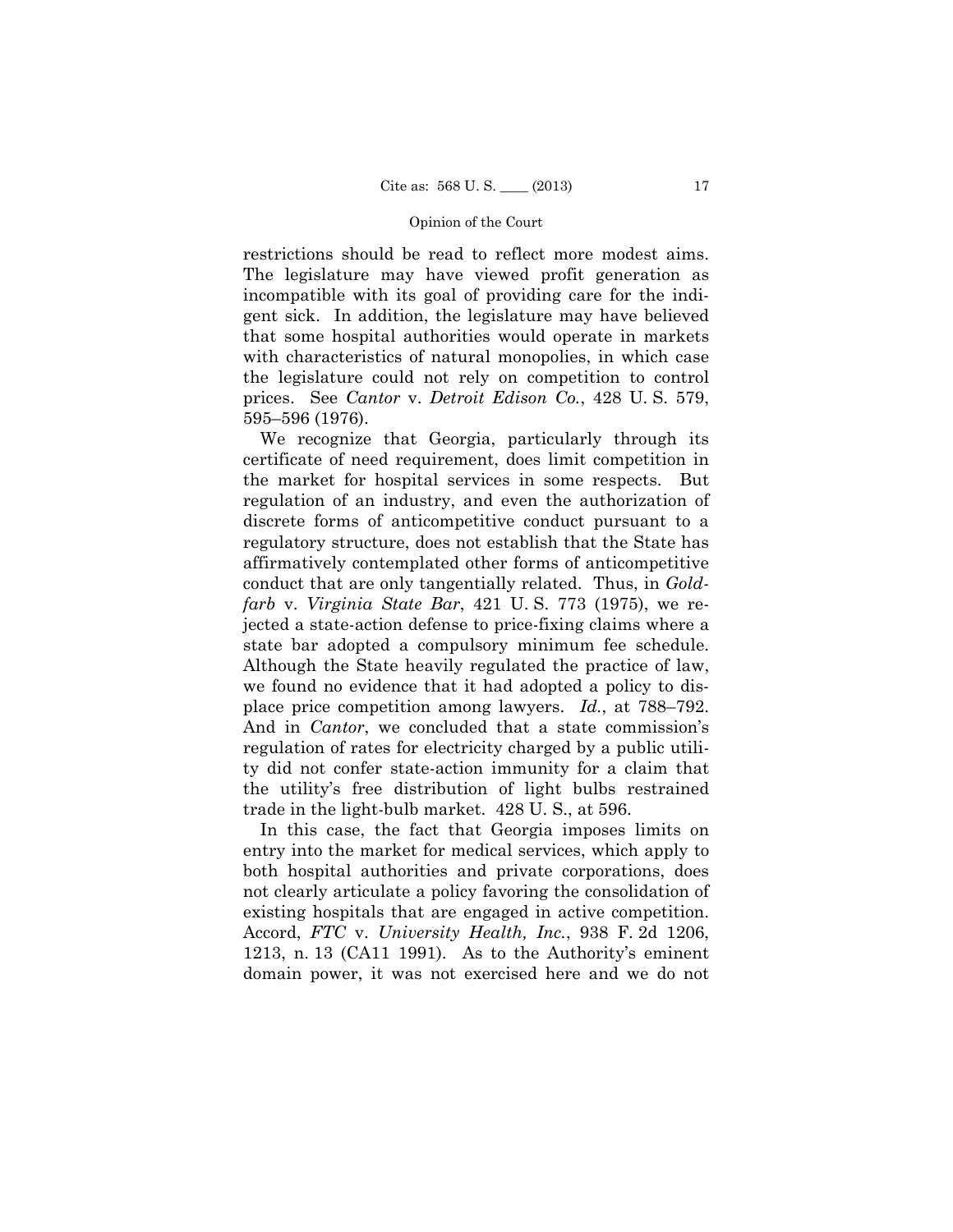restrictions should be read to reflect more modest aims. The legislature may have viewed profit generation as incompatible with its goal of providing care for the indigent sick. In addition, the legislature may have believed that some hospital authorities would operate in markets with characteristics of natural monopolies, in which case the legislature could not rely on competition to control prices. See *Cantor* v. *Detroit Edison Co.*, 428 U. S. 579, 595–596 (1976).

We recognize that Georgia, particularly through its certificate of need requirement, does limit competition in the market for hospital services in some respects. But regulation of an industry, and even the authorization of discrete forms of anticompetitive conduct pursuant to a regulatory structure, does not establish that the State has affirmatively contemplated other forms of anticompetitive conduct that are only tangentially related. Thus, in *Goldfarb* v. *Virginia State Bar*, 421 U. S. 773 (1975), we rejected a state-action defense to price-fixing claims where a state bar adopted a compulsory minimum fee schedule. Although the State heavily regulated the practice of law, we found no evidence that it had adopted a policy to displace price competition among lawyers. *Id.*, at 788–792. And in *Cantor*, we concluded that a state commission's regulation of rates for electricity charged by a public utility did not confer state-action immunity for a claim that the utility's free distribution of light bulbs restrained trade in the light-bulb market. 428 U. S., at 596.

In this case, the fact that Georgia imposes limits on entry into the market for medical services, which apply to both hospital authorities and private corporations, does not clearly articulate a policy favoring the consolidation of existing hospitals that are engaged in active competition. Accord, *FTC* v. *University Health, Inc.*, 938 F. 2d 1206, 1213, n. 13 (CA11 1991). As to the Authority's eminent domain power, it was not exercised here and we do not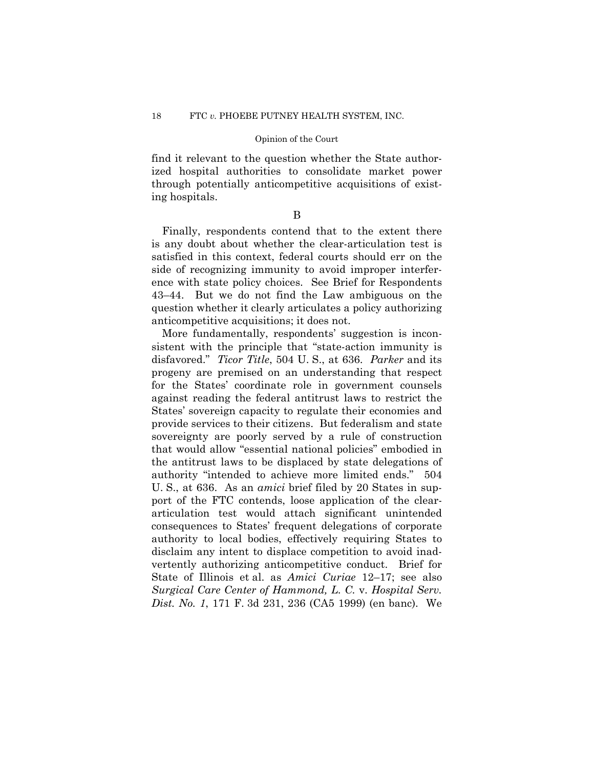find it relevant to the question whether the State authorized hospital authorities to consolidate market power through potentially anticompetitive acquisitions of existing hospitals.

B

Finally, respondents contend that to the extent there is any doubt about whether the clear-articulation test is satisfied in this context, federal courts should err on the side of recognizing immunity to avoid improper interference with state policy choices. See Brief for Respondents 43–44. But we do not find the Law ambiguous on the question whether it clearly articulates a policy authorizing anticompetitive acquisitions; it does not.

More fundamentally, respondents' suggestion is inconsistent with the principle that "state-action immunity is disfavored." *Ticor Title*, 504 U. S., at 636. *Parker* and its progeny are premised on an understanding that respect for the States' coordinate role in government counsels against reading the federal antitrust laws to restrict the States' sovereign capacity to regulate their economies and provide services to their citizens. But federalism and state sovereignty are poorly served by a rule of construction that would allow "essential national policies" embodied in the antitrust laws to be displaced by state delegations of authority "intended to achieve more limited ends." 504 U. S., at 636. As an *amici* brief filed by 20 States in support of the FTC contends, loose application of the clear-articulation test would attach significant unintended consequences to States' frequent delegations of corporate authority to local bodies, effectively requiring States to disclaim any intent to displace competition to avoid inadvertently authorizing anticompetitive conduct. Brief for State of Illinois et al. as *Amici Curiae* 12–17; see also *Surgical Care Center of Hammond, L. C.* v. *Hospital Serv. Dist. No. 1*, 171 F. 3d 231, 236 (CA5 1999) (en banc). We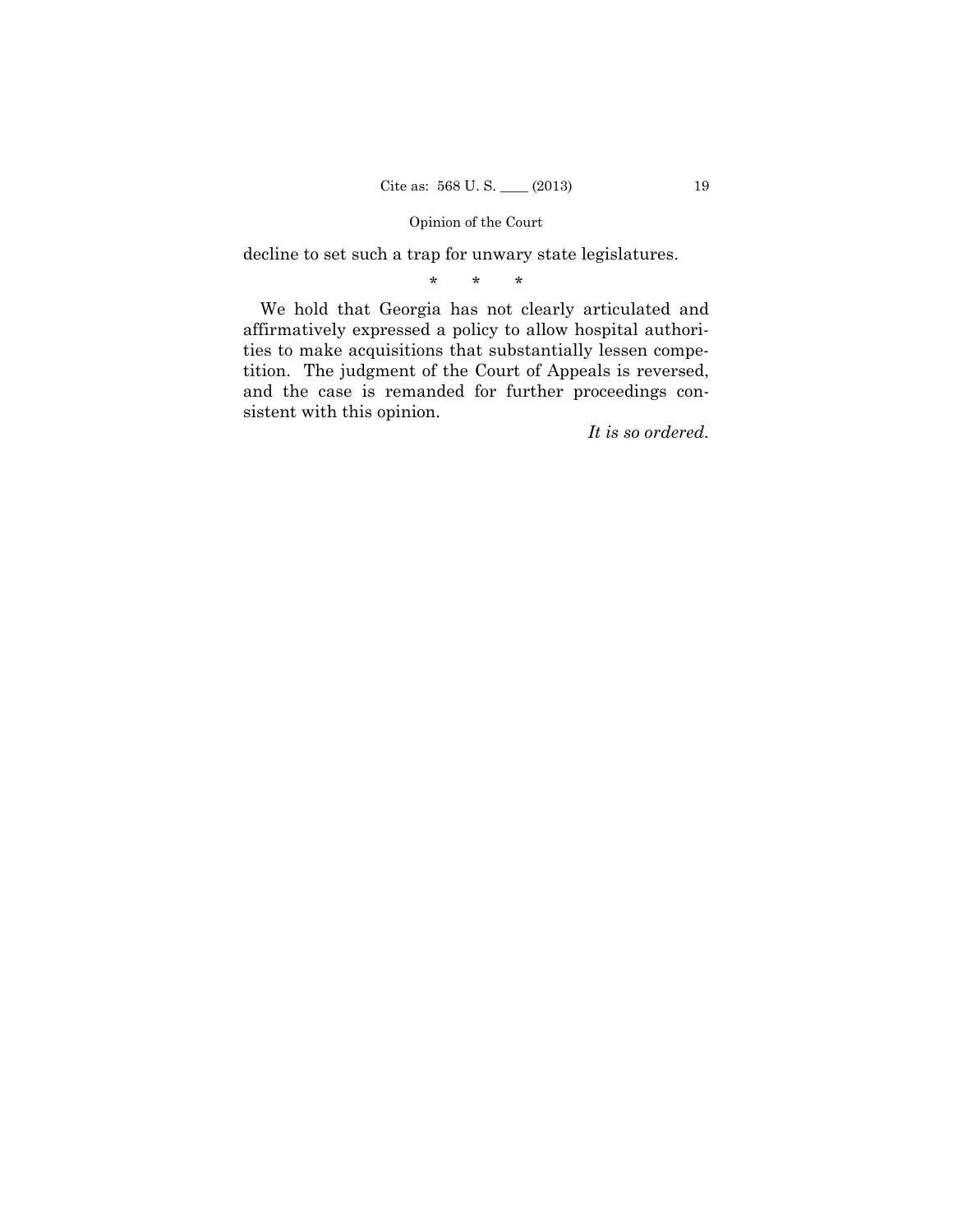decline to set such a trap for unwary state legislatures.

\* \* \*

We hold that Georgia has not clearly articulated and affirmatively expressed a policy to allow hospital authorities to make acquisitions that substantially lessen competition. The judgment of the Court of Appeals is reversed, and the case is remanded for further proceedings consistent with this opinion.

*It is so ordered.*